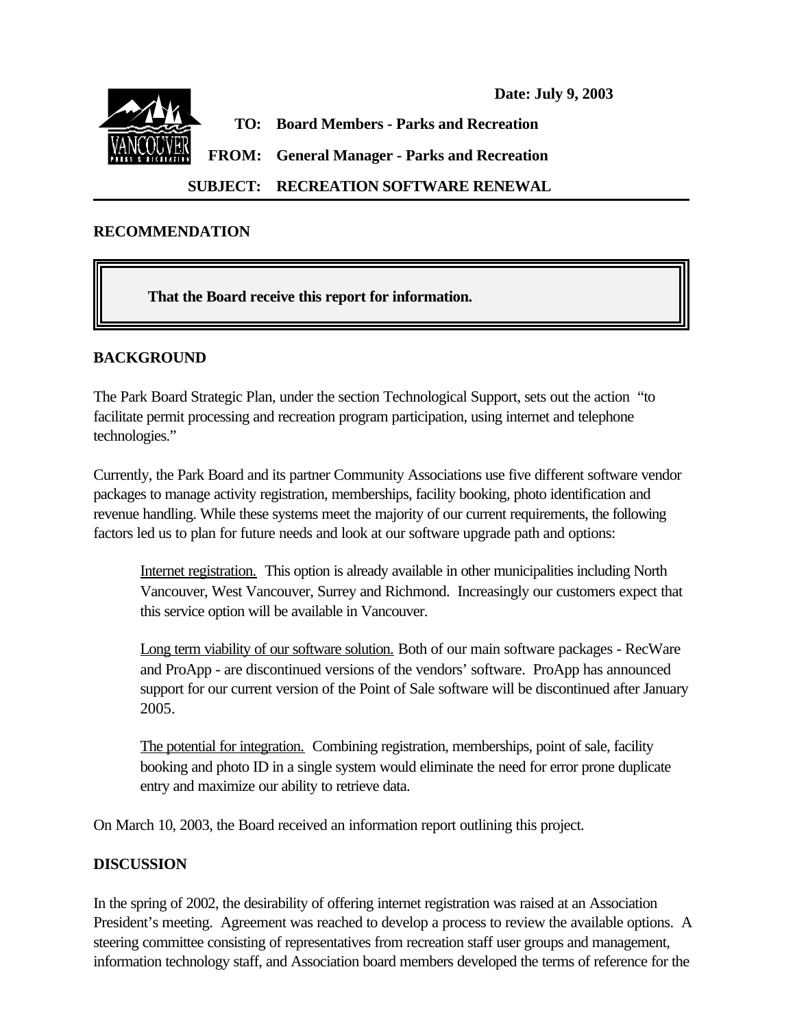**Date: July 9, 2003**

**TO:** Board Members - Parks and Recreation

**FROM:** General Manager - Parks and Recreation

**SUBJECT:** RECREATION SOFTWARE RENEWAL

## RECOMMENDATION

> **That the Board receive this report for information.**

## BACKGROUND

The Park Board Strategic Plan, under the section Technological Support, sets out the action "to facilitate permit processing and recreation program participation, using internet and telephone technologies."

Currently, the Park Board and its partner Community Associations use five different software vendor packages to manage activity registration, memberships, facility booking, photo identification and revenue handling. While these systems meet the majority of our current requirements, the following factors led us to plan for future needs and look at our software upgrade path and options:

> Internet registration. This option is already available in other municipalities including North Vancouver, West Vancouver, Surrey and Richmond. Increasingly our customers expect that this service option will be available in Vancouver.
>
> Long term viability of our software solution. Both of our main software packages - RecWare and ProApp - are discontinued versions of the vendors' software. ProApp has announced support for our current version of the Point of Sale software will be discontinued after January 2005.
>
> The potential for integration. Combining registration, memberships, point of sale, facility booking and photo ID in a single system would eliminate the need for error prone duplicate entry and maximize our ability to retrieve data.

On March 10, 2003, the Board received an information report outlining this project.

## DISCUSSION

In the spring of 2002, the desirability of offering internet registration was raised at an Association President's meeting. Agreement was reached to develop a process to review the available options. A steering committee consisting of representatives from recreation staff user groups and management, information technology staff, and Association board members developed the terms of reference for the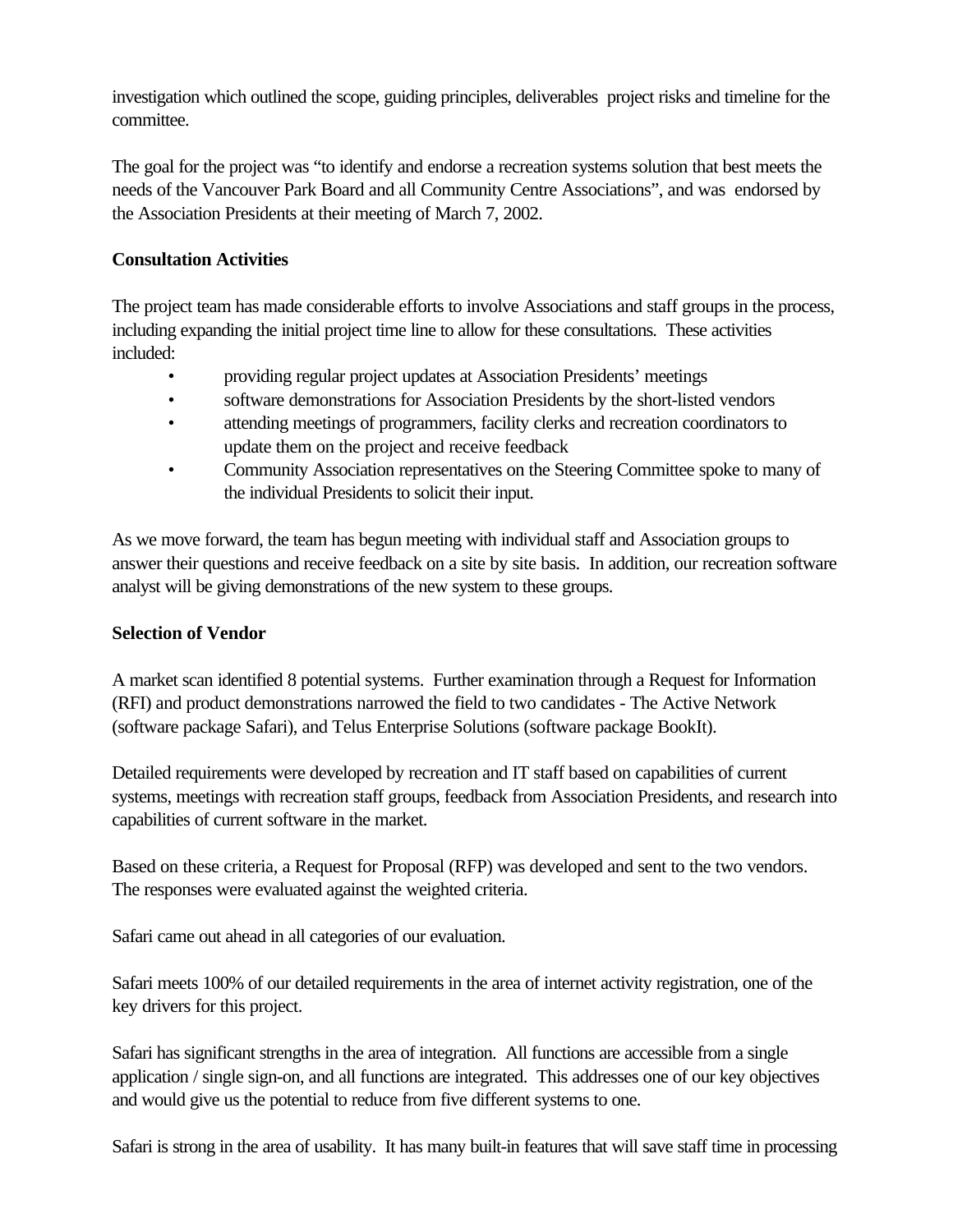investigation which outlined the scope, guiding principles, deliverables  project risks and timeline for the committee.

The goal for the project was "to identify and endorse a recreation systems solution that best meets the needs of the Vancouver Park Board and all Community Centre Associations", and was  endorsed by the Association Presidents at their meeting of March 7, 2002.

**Consultation Activities**

The project team has made considerable efforts to involve Associations and staff groups in the process, including expanding the initial project time line to allow for these consultations.  These activities included:

- providing regular project updates at Association Presidents' meetings
- software demonstrations for Association Presidents by the short-listed vendors
- attending meetings of programmers, facility clerks and recreation coordinators to update them on the project and receive feedback
- Community Association representatives on the Steering Committee spoke to many of the individual Presidents to solicit their input.

As we move forward, the team has begun meeting with individual staff and Association groups to answer their questions and receive feedback on a site by site basis.  In addition, our recreation software analyst will be giving demonstrations of the new system to these groups.

**Selection of Vendor**

A market scan identified 8 potential systems.  Further examination through a Request for Information (RFI) and product demonstrations narrowed the field to two candidates - The Active Network (software package Safari), and Telus Enterprise Solutions (software package BookIt).

Detailed requirements were developed by recreation and IT staff based on capabilities of current systems, meetings with recreation staff groups, feedback from Association Presidents, and research into capabilities of current software in the market.

Based on these criteria, a Request for Proposal (RFP) was developed and sent to the two vendors. The responses were evaluated against the weighted criteria.

Safari came out ahead in all categories of our evaluation.

Safari meets 100% of our detailed requirements in the area of internet activity registration, one of the key drivers for this project.

Safari has significant strengths in the area of integration.  All functions are accessible from a single application / single sign-on, and all functions are integrated.  This addresses one of our key objectives and would give us the potential to reduce from five different systems to one.

Safari is strong in the area of usability.  It has many built-in features that will save staff time in processing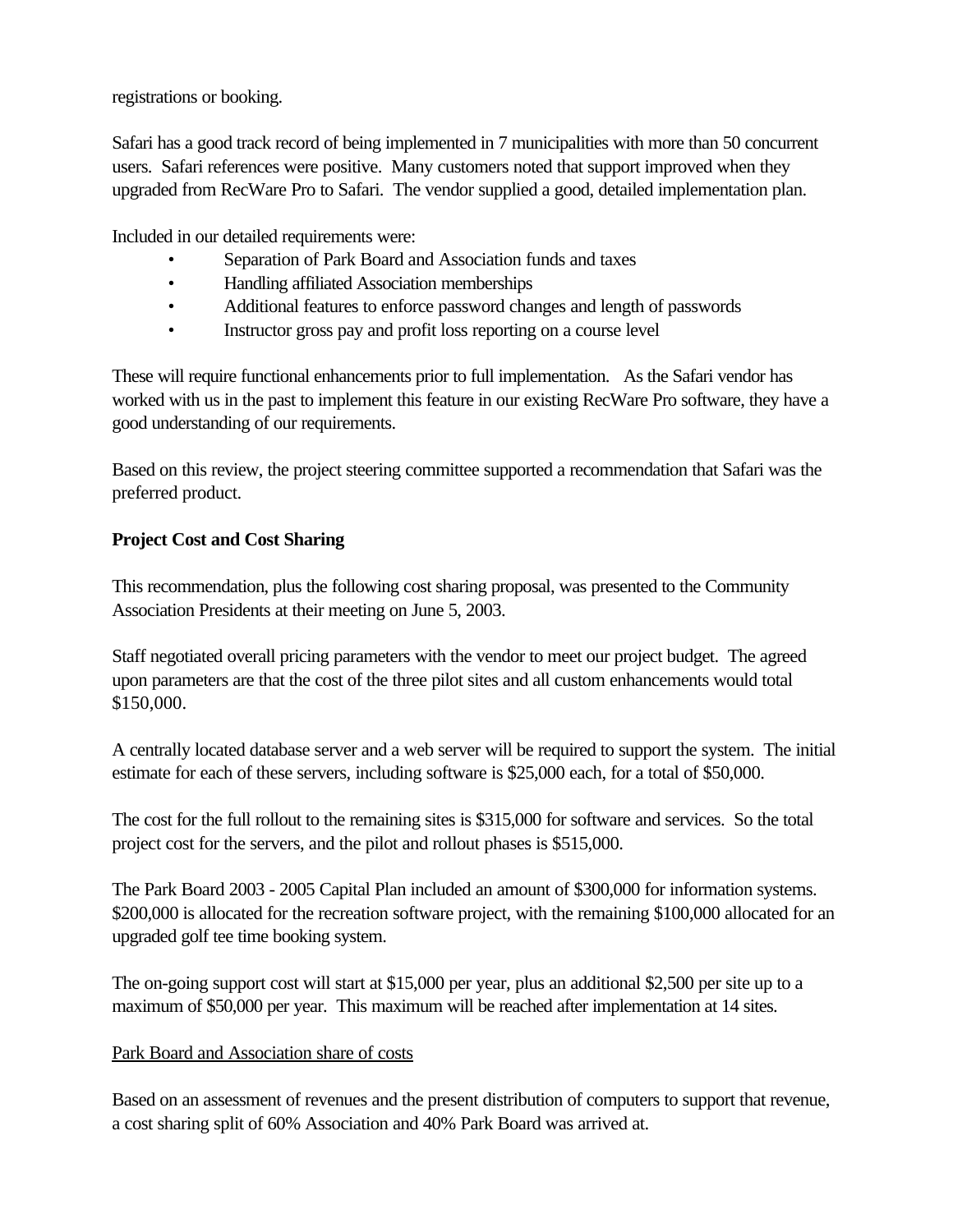registrations or booking.

Safari has a good track record of being implemented in 7 municipalities with more than 50 concurrent users. Safari references were positive. Many customers noted that support improved when they upgraded from RecWare Pro to Safari. The vendor supplied a good, detailed implementation plan.

Included in our detailed requirements were:

- Separation of Park Board and Association funds and taxes
- Handling affiliated Association memberships
- Additional features to enforce password changes and length of passwords
- Instructor gross pay and profit loss reporting on a course level

These will require functional enhancements prior to full implementation. As the Safari vendor has worked with us in the past to implement this feature in our existing RecWare Pro software, they have a good understanding of our requirements.

Based on this review, the project steering committee supported a recommendation that Safari was the preferred product.

**Project Cost and Cost Sharing**

This recommendation, plus the following cost sharing proposal, was presented to the Community Association Presidents at their meeting on June 5, 2003.

Staff negotiated overall pricing parameters with the vendor to meet our project budget. The agreed upon parameters are that the cost of the three pilot sites and all custom enhancements would total $150,000.

A centrally located database server and a web server will be required to support the system. The initial estimate for each of these servers, including software is $25,000 each, for a total of $50,000.

The cost for the full rollout to the remaining sites is $315,000 for software and services. So the total project cost for the servers, and the pilot and rollout phases is $515,000.

The Park Board 2003 - 2005 Capital Plan included an amount of $300,000 for information systems. $200,000 is allocated for the recreation software project, with the remaining $100,000 allocated for an upgraded golf tee time booking system.

The on-going support cost will start at $15,000 per year, plus an additional $2,500 per site up to a maximum of $50,000 per year. This maximum will be reached after implementation at 14 sites.

<u>Park Board and Association share of costs</u>

Based on an assessment of revenues and the present distribution of computers to support that revenue, a cost sharing split of 60% Association and 40% Park Board was arrived at.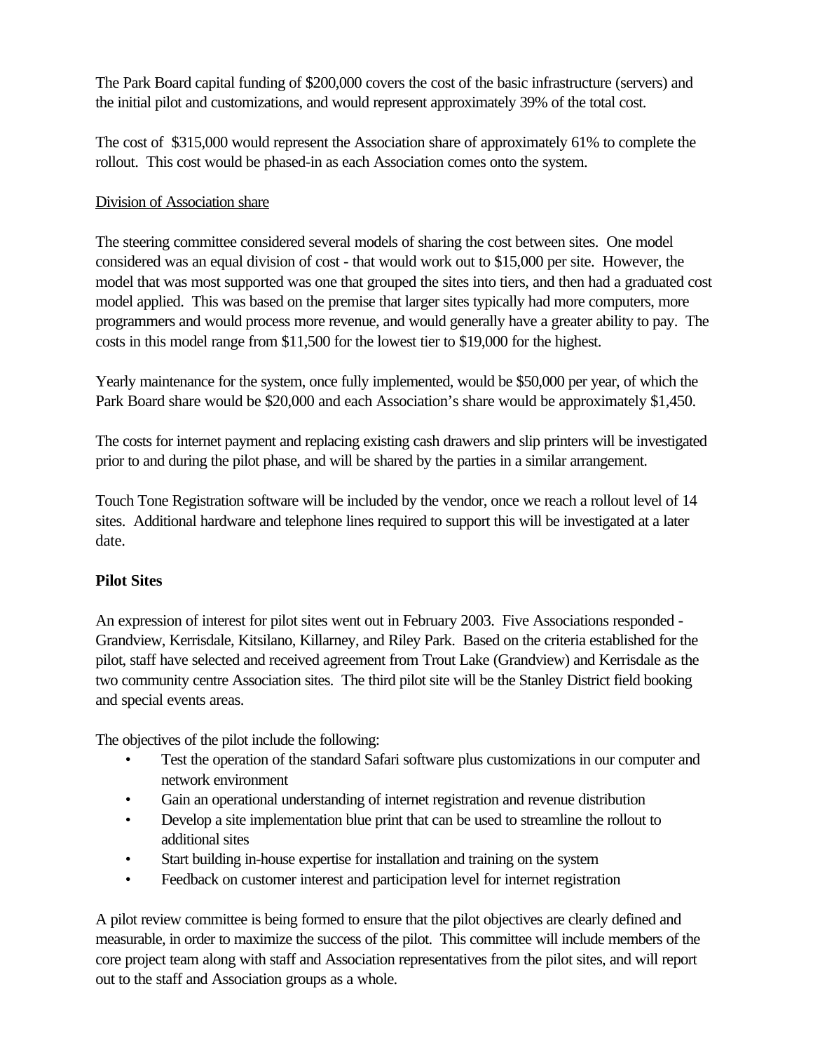The Park Board capital funding of $200,000 covers the cost of the basic infrastructure (servers) and the initial pilot and customizations, and would represent approximately 39% of the total cost.

The cost of $315,000 would represent the Association share of approximately 61% to complete the rollout. This cost would be phased-in as each Association comes onto the system.

Division of Association share

The steering committee considered several models of sharing the cost between sites. One model considered was an equal division of cost - that would work out to $15,000 per site. However, the model that was most supported was one that grouped the sites into tiers, and then had a graduated cost model applied. This was based on the premise that larger sites typically had more computers, more programmers and would process more revenue, and would generally have a greater ability to pay. The costs in this model range from $11,500 for the lowest tier to $19,000 for the highest.

Yearly maintenance for the system, once fully implemented, would be $50,000 per year, of which the Park Board share would be $20,000 and each Association's share would be approximately $1,450.

The costs for internet payment and replacing existing cash drawers and slip printers will be investigated prior to and during the pilot phase, and will be shared by the parties in a similar arrangement.

Touch Tone Registration software will be included by the vendor, once we reach a rollout level of 14 sites. Additional hardware and telephone lines required to support this will be investigated at a later date.

**Pilot Sites**

An expression of interest for pilot sites went out in February 2003. Five Associations responded - Grandview, Kerrisdale, Kitsilano, Killarney, and Riley Park. Based on the criteria established for the pilot, staff have selected and received agreement from Trout Lake (Grandview) and Kerrisdale as the two community centre Association sites. The third pilot site will be the Stanley District field booking and special events areas.

The objectives of the pilot include the following:

- Test the operation of the standard Safari software plus customizations in our computer and network environment
- Gain an operational understanding of internet registration and revenue distribution
- Develop a site implementation blue print that can be used to streamline the rollout to additional sites
- Start building in-house expertise for installation and training on the system
- Feedback on customer interest and participation level for internet registration

A pilot review committee is being formed to ensure that the pilot objectives are clearly defined and measurable, in order to maximize the success of the pilot. This committee will include members of the core project team along with staff and Association representatives from the pilot sites, and will report out to the staff and Association groups as a whole.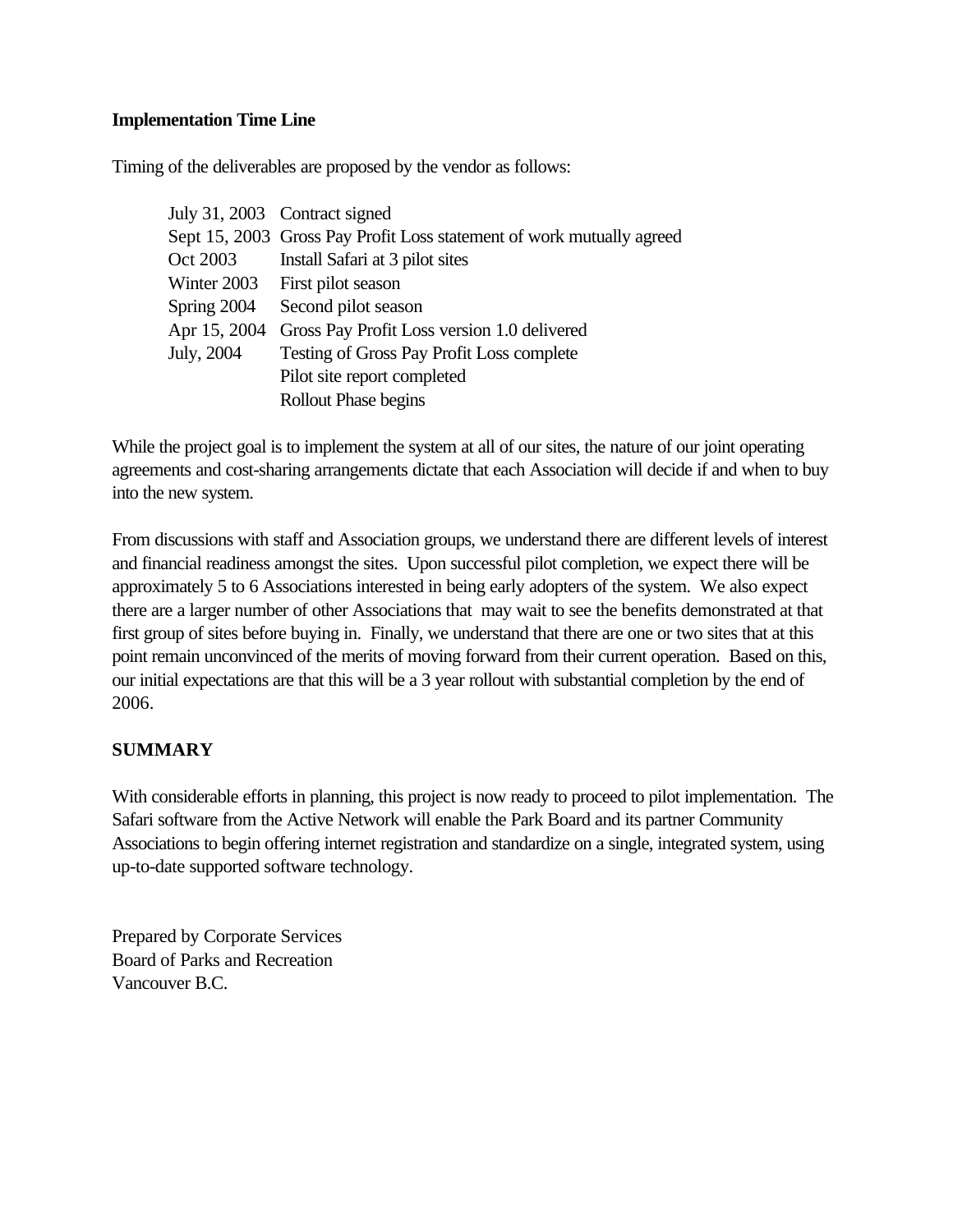**Implementation Time Line**

Timing of the deliverables are proposed by the vendor as follows:

| | |
|---|---|
| July 31, 2003 | Contract signed |
| Sept 15, 2003 | Gross Pay Profit Loss statement of work mutually agreed |
| Oct 2003 | Install Safari at 3 pilot sites |
| Winter 2003 | First pilot season |
| Spring 2004 | Second pilot season |
| Apr 15, 2004 | Gross Pay Profit Loss version 1.0 delivered |
| July, 2004 | Testing of Gross Pay Profit Loss complete |
| | Pilot site report completed |
| | Rollout Phase begins |

While the project goal is to implement the system at all of our sites, the nature of our joint operating agreements and cost-sharing arrangements dictate that each Association will decide if and when to buy into the new system.

From discussions with staff and Association groups, we understand there are different levels of interest and financial readiness amongst the sites. Upon successful pilot completion, we expect there will be approximately 5 to 6 Associations interested in being early adopters of the system. We also expect there are a larger number of other Associations that may wait to see the benefits demonstrated at that first group of sites before buying in. Finally, we understand that there are one or two sites that at this point remain unconvinced of the merits of moving forward from their current operation. Based on this, our initial expectations are that this will be a 3 year rollout with substantial completion by the end of 2006.

**SUMMARY**

With considerable efforts in planning, this project is now ready to proceed to pilot implementation. The Safari software from the Active Network will enable the Park Board and its partner Community Associations to begin offering internet registration and standardize on a single, integrated system, using up-to-date supported software technology.

Prepared by Corporate Services
Board of Parks and Recreation
Vancouver B.C.